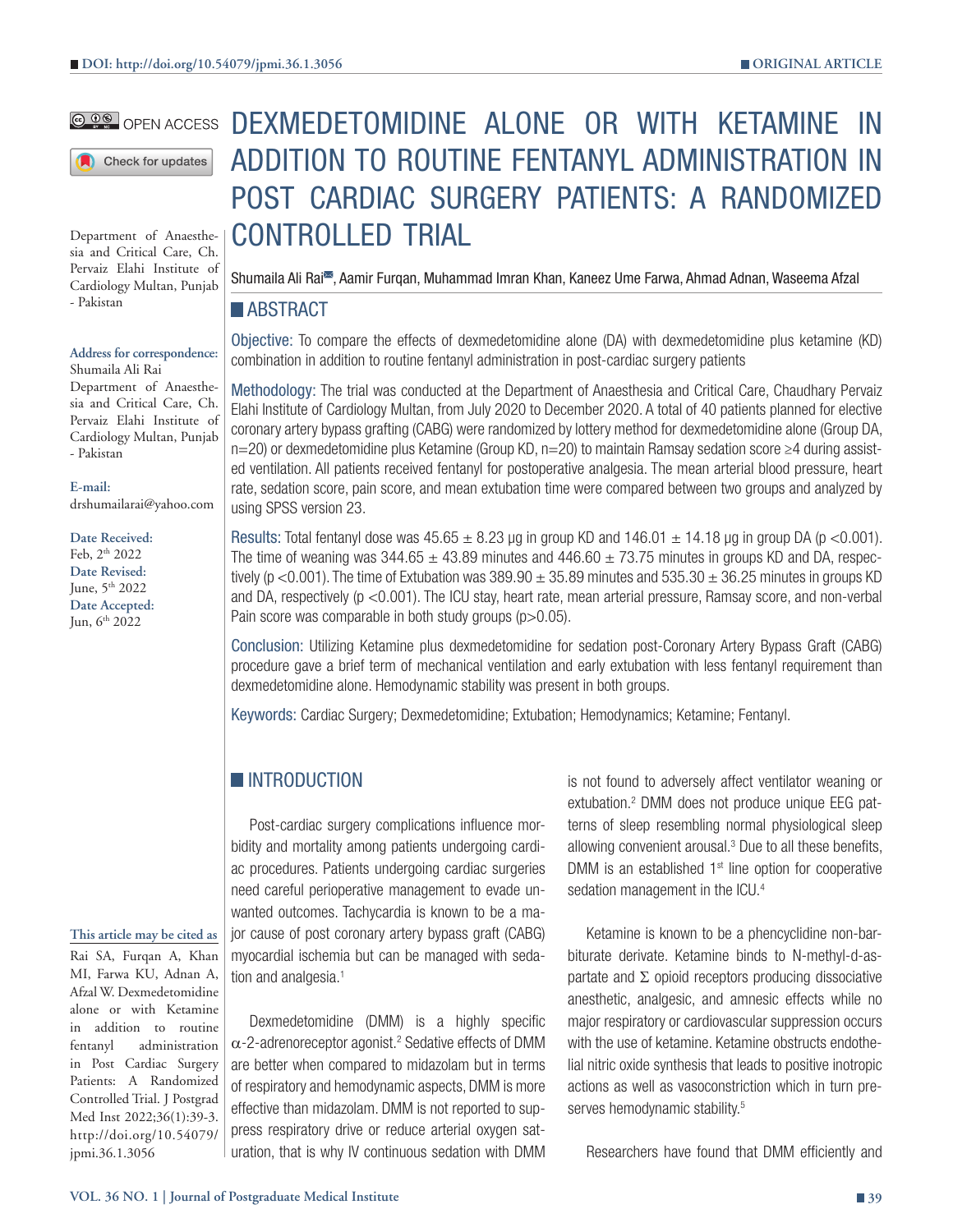DOI: http://doi.org/10.54079/jpmi.36.1.3056

ORIGINAL ARTICLE

OPEN ACCESS

# DEXMEDETOMIDINE ALONE OR WITH KETAMINE IN ADDITION TO ROUTINE FENTANYL ADMINISTRATION IN POST CARDIAC SURGERY PATIENTS: A RANDOMIZED CONTROLLED TRIAL

Shumaila Ali Rai, Aamir Furqan, Muhammad Imran Khan, Kaneez Ume Farwa, Ahmad Adnan, Waseema Afzal

Department of Anaesthesia and Critical Care, Ch. Pervaiz Elahi Institute of Cardiology Multan, Punjab - Pakistan

**Address for correspondence:**
Shumaila Ali Rai
Department of Anaesthesia and Critical Care, Ch. Pervaiz Elahi Institute of Cardiology Multan, Punjab - Pakistan

**E-mail:**
drshumailarai@yahoo.com

**Date Received:** Feb, 2nd 2022
**Date Revised:** June, 5th 2022
**Date Accepted:** Jun, 6th 2022

**This article may be cited as**
Rai SA, Furqan A, Khan MI, Farwa KU, Adnan A, Afzal W. Dexmedetomidine alone or with Ketamine in addition to routine fentanyl administration in Post Cardiac Surgery Patients: A Randomized Controlled Trial. J Postgrad Med Inst 2022;36(1):39-3. http://doi.org/10.54079/jpmi.36.1.3056

## ABSTRACT

**Objective:** To compare the effects of dexmedetomidine alone (DA) with dexmedetomidine plus ketamine (KD) combination in addition to routine fentanyl administration in post-cardiac surgery patients

**Methodology:** The trial was conducted at the Department of Anaesthesia and Critical Care, Chaudhary Pervaiz Elahi Institute of Cardiology Multan, from July 2020 to December 2020. A total of 40 patients planned for elective coronary artery bypass grafting (CABG) were randomized by lottery method for dexmedetomidine alone (Group DA, n=20) or dexmedetomidine plus Ketamine (Group KD, n=20) to maintain Ramsay sedation score ≥4 during assisted ventilation. All patients received fentanyl for postoperative analgesia. The mean arterial blood pressure, heart rate, sedation score, pain score, and mean extubation time were compared between two groups and analyzed by using SPSS version 23.

**Results:** Total fentanyl dose was 45.65 ± 8.23 µg in group KD and 146.01 ± 14.18 µg in group DA ($p < 0.001$). The time of weaning was 344.65 ± 43.89 minutes and 446.60 ± 73.75 minutes in groups KD and DA, respectively ($p < 0.001$). The time of Extubation was 389.90 ± 35.89 minutes and 535.30 ± 36.25 minutes in groups KD and DA, respectively ($p < 0.001$). The ICU stay, heart rate, mean arterial pressure, Ramsay score, and non-verbal Pain score was comparable in both study groups ($p > 0.05$).

**Conclusion:** Utilizing Ketamine plus dexmedetomidine for sedation post-Coronary Artery Bypass Graft (CABG) procedure gave a brief term of mechanical ventilation and early extubation with less fentanyl requirement than dexmedetomidine alone. Hemodynamic stability was present in both groups.

**Keywords:** Cardiac Surgery; Dexmedetomidine; Extubation; Hemodynamics; Ketamine; Fentanyl.

## INTRODUCTION

Post-cardiac surgery complications influence morbidity and mortality among patients undergoing cardiac procedures. Patients undergoing cardiac surgeries need careful perioperative management to evade unwanted outcomes. Tachycardia is known to be a major cause of post coronary artery bypass graft (CABG) myocardial ischemia but can be managed with sedation and analgesia.[1]

Dexmedetomidine (DMM) is a highly specific $\alpha$-2-adrenoreceptor agonist.[2] Sedative effects of DMM are better when compared to midazolam but in terms of respiratory and hemodynamic aspects, DMM is more effective than midazolam. DMM is not reported to suppress respiratory drive or reduce arterial oxygen saturation, that is why IV continuous sedation with DMM is not found to adversely affect ventilator weaning or extubation.[2] DMM does not produce unique EEG patterns of sleep resembling normal physiological sleep allowing convenient arousal.[3] Due to all these benefits, DMM is an established 1st line option for cooperative sedation management in the ICU.[4]

Ketamine is known to be a phencyclidine non-barbiturate derivate. Ketamine binds to N-methyl-d-aspartate and Σ opioid receptors producing dissociative anesthetic, analgesic, and amnesic effects while no major respiratory or cardiovascular suppression occurs with the use of ketamine. Ketamine obstructs endothelial nitric oxide synthesis that leads to positive inotropic actions as well as vasoconstriction which in turn preserves hemodynamic stability.[5]

Researchers have found that DMM efficiently and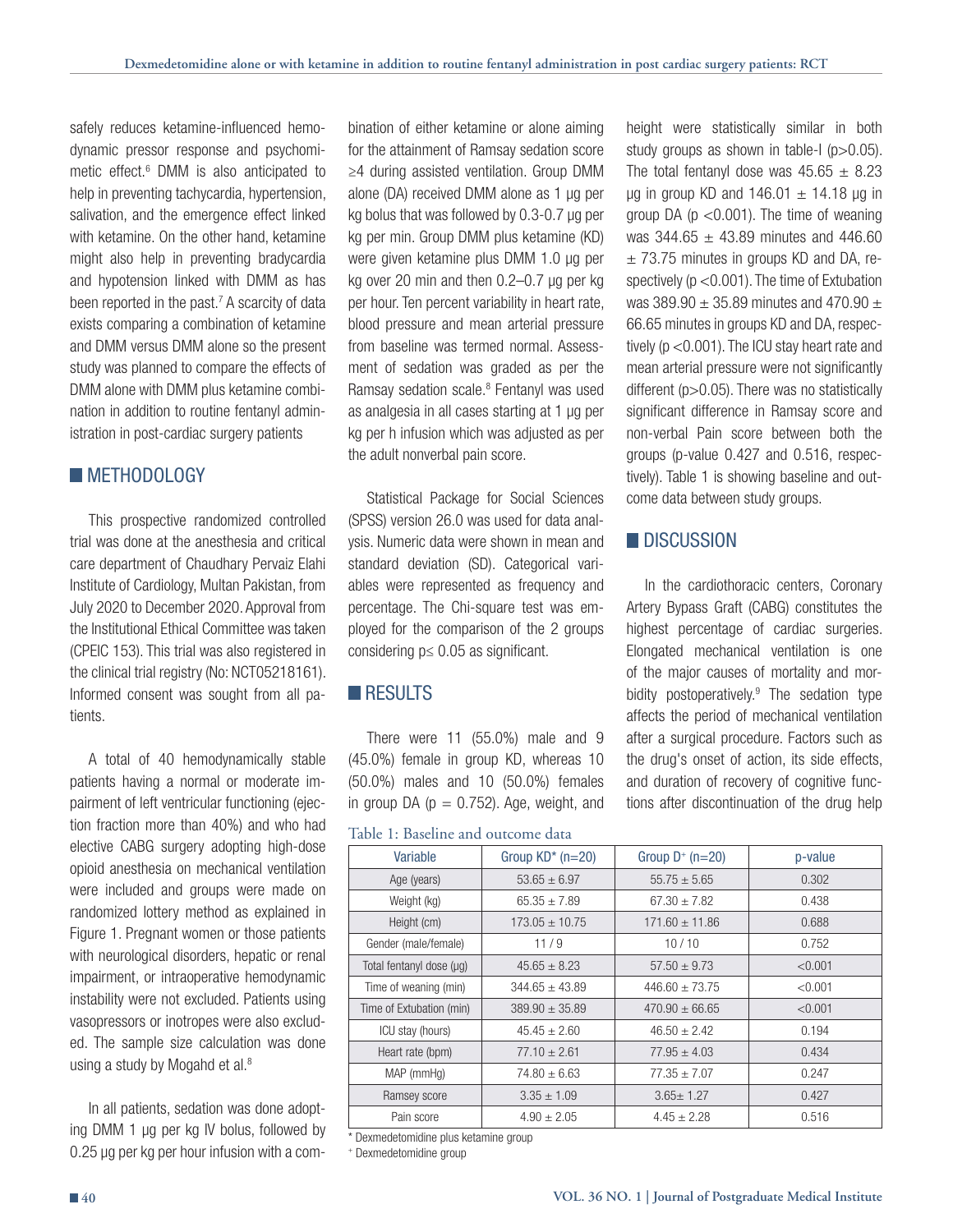safely reduces ketamine-influenced hemodynamic pressor response and psychomimetic effect.[6] DMM is also anticipated to help in preventing tachycardia, hypertension, salivation, and the emergence effect linked with ketamine. On the other hand, ketamine might also help in preventing bradycardia and hypotension linked with DMM as has been reported in the past.[7] A scarcity of data exists comparing a combination of ketamine and DMM versus DMM alone so the present study was planned to compare the effects of DMM alone with DMM plus ketamine combination in addition to routine fentanyl administration in post-cardiac surgery patients

## METHODOLOGY

This prospective randomized controlled trial was done at the anesthesia and critical care department of Chaudhary Pervaiz Elahi Institute of Cardiology, Multan Pakistan, from July 2020 to December 2020. Approval from the Institutional Ethical Committee was taken (CPEIC 153). This trial was also registered in the clinical trial registry (No: NCT05218161). Informed consent was sought from all patients.

A total of 40 hemodynamically stable patients having a normal or moderate impairment of left ventricular functioning (ejection fraction more than 40%) and who had elective CABG surgery adopting high-dose opioid anesthesia on mechanical ventilation were included and groups were made on randomized lottery method as explained in Figure 1. Pregnant women or those patients with neurological disorders, hepatic or renal impairment, or intraoperative hemodynamic instability were not excluded. Patients using vasopressors or inotropes were also excluded. The sample size calculation was done using a study by Mogahd et al.[8]

In all patients, sedation was done adopting DMM 1 µg per kg IV bolus, followed by 0.25 µg per kg per hour infusion with a combination of either ketamine or alone aiming for the attainment of Ramsay sedation score ≥4 during assisted ventilation. Group DMM alone (DA) received DMM alone as 1 µg per kg bolus that was followed by 0.3-0.7 µg per kg per min. Group DMM plus ketamine (KD) were given ketamine plus DMM 1.0 µg per kg over 20 min and then 0.2–0.7 µg per kg per hour. Ten percent variability in heart rate, blood pressure and mean arterial pressure from baseline was termed normal. Assessment of sedation was graded as per the Ramsay sedation scale.[8] Fentanyl was used as analgesia in all cases starting at 1 µg per kg per h infusion which was adjusted as per the adult nonverbal pain score.

Statistical Package for Social Sciences (SPSS) version 26.0 was used for data analysis. Numeric data were shown in mean and standard deviation (SD). Categorical variables were represented as frequency and percentage. The Chi-square test was employed for the comparison of the 2 groups considering $p \leq 0.05$ as significant.

## RESULTS

There were 11 (55.0%) male and 9 (45.0%) female in group KD, whereas 10 (50.0%) males and 10 (50.0%) females in group DA ($p = 0.752$). Age, weight, and height were statistically similar in both study groups as shown in table-I ($p>0.05$). The total fentanyl dose was 45.65 ± 8.23 µg in group KD and 146.01 ± 14.18 µg in group DA ($p < 0.001$). The time of weaning was 344.65 ± 43.89 minutes and 446.60 ± 73.75 minutes in groups KD and DA, respectively ($p < 0.001$). The time of Extubation was 389.90 ± 35.89 minutes and 470.90 ± 66.65 minutes in groups KD and DA, respectively ($p < 0.001$). The ICU stay heart rate and mean arterial pressure were not significantly different ($p>0.05$). There was no statistically significant difference in Ramsay score and non-verbal Pain score between both the groups (p-value 0.427 and 0.516, respectively). Table 1 is showing baseline and outcome data between study groups.

Table 1: Baseline and outcome data

| Variable | Group KD* (n=20) | Group D⁺ (n=20) | p-value |
|---|---|---|---|
| Age (years) | 53.65 ± 6.97 | 55.75 ± 5.65 | 0.302 |
| Weight (kg) | 65.35 ± 7.89 | 67.30 ± 7.82 | 0.438 |
| Height (cm) | 173.05 ± 10.75 | 171.60 ± 11.86 | 0.688 |
| Gender (male/female) | 11 / 9 | 10 / 10 | 0.752 |
| Total fentanyl dose (µg) | 45.65 ± 8.23 | 57.50 ± 9.73 | <0.001 |
| Time of weaning (min) | 344.65 ± 43.89 | 446.60 ± 73.75 | <0.001 |
| Time of Extubation (min) | 389.90 ± 35.89 | 470.90 ± 66.65 | <0.001 |
| ICU stay (hours) | 45.45 ± 2.60 | 46.50 ± 2.42 | 0.194 |
| Heart rate (bpm) | 77.10 ± 2.61 | 77.95 ± 4.03 | 0.434 |
| MAP (mmHg) | 74.80 ± 6.63 | 77.35 ± 7.07 | 0.247 |
| Ramsey score | 3.35 ± 1.09 | 3.65± 1.27 | 0.427 |
| Pain score | 4.90 ± 2.05 | 4.45 ± 2.28 | 0.516 |

\* Dexmedetomidine plus ketamine group
⁺ Dexmedetomidine group

## DISCUSSION

In the cardiothoracic centers, Coronary Artery Bypass Graft (CABG) constitutes the highest percentage of cardiac surgeries. Elongated mechanical ventilation is one of the major causes of mortality and morbidity postoperatively.[9] The sedation type affects the period of mechanical ventilation after a surgical procedure. Factors such as the drug's onset of action, its side effects, and duration of recovery of cognitive functions after discontinuation of the drug help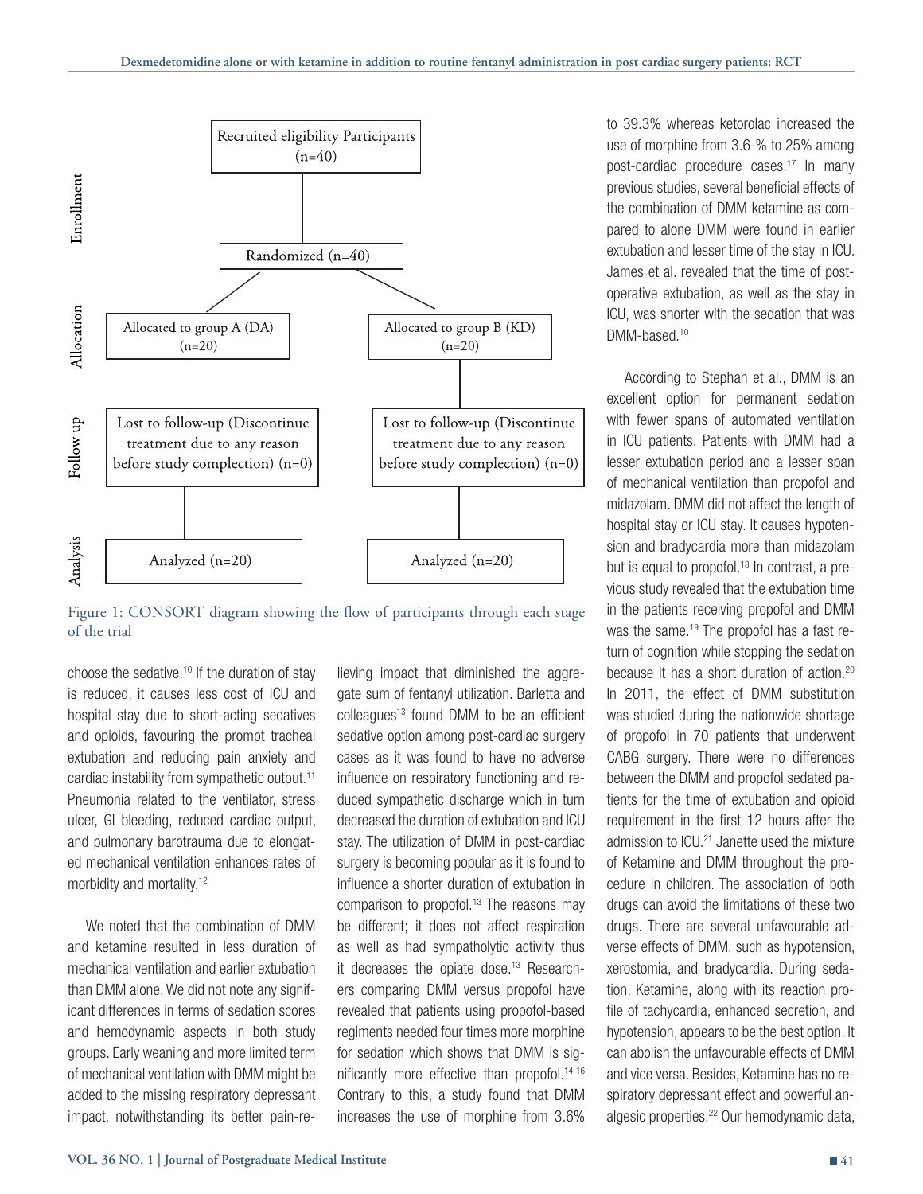Enrollment

Recruited eligibility Participants (n=40)

Randomized (n=40)

Allocation

Allocated to group A (DA) (n=20)

Allocated to group B (KD) (n=20)

Follow up

Lost to follow-up (Discontinue treatment due to any reason before study complection) (n=0)

Lost to follow-up (Discontinue treatment due to any reason before study complection) (n=0)

Analysis

Analyzed (n=20)

Analyzed (n=20)

Figure 1: CONSORT diagram showing the flow of participants through each stage of the trial

choose the sedative.[10] If the duration of stay is reduced, it causes less cost of ICU and hospital stay due to short-acting sedatives and opioids, favouring the prompt tracheal extubation and reducing pain anxiety and cardiac instability from sympathetic output.[11] Pneumonia related to the ventilator, stress ulcer, GI bleeding, reduced cardiac output, and pulmonary barotrauma due to elongated mechanical ventilation enhances rates of morbidity and mortality.[12]

We noted that the combination of DMM and ketamine resulted in less duration of mechanical ventilation and earlier extubation than DMM alone. We did not note any significant differences in terms of sedation scores and hemodynamic aspects in both study groups. Early weaning and more limited term of mechanical ventilation with DMM might be added to the missing respiratory depressant impact, notwithstanding its better pain-relieving impact that diminished the aggregate sum of fentanyl utilization. Barletta and colleagues[13] found DMM to be an efficient sedative option among post-cardiac surgery cases as it was found to have no adverse influence on respiratory functioning and reduced sympathetic discharge which in turn decreased the duration of extubation and ICU stay. The utilization of DMM in post-cardiac surgery is becoming popular as it is found to influence a shorter duration of extubation in comparison to propofol.[13] The reasons may be different; it does not affect respiration as well as had sympatholytic activity thus it decreases the opiate dose.[13] Researchers comparing DMM versus propofol have revealed that patients using propofol-based regiments needed four times more morphine for sedation which shows that DMM is significantly more effective than propofol.[14-16] Contrary to this, a study found that DMM increases the use of morphine from 3.6% to 39.3% whereas ketorolac increased the use of morphine from 3.6-% to 25% among post-cardiac procedure cases.[17] In many previous studies, several beneficial effects of the combination of DMM ketamine as compared to alone DMM were found in earlier extubation and lesser time of the stay in ICU. James et al. revealed that the time of postoperative extubation, as well as the stay in ICU, was shorter with the sedation that was DMM-based.[10]

According to Stephan et al., DMM is an excellent option for permanent sedation with fewer spans of automated ventilation in ICU patients. Patients with DMM had a lesser extubation period and a lesser span of mechanical ventilation than propofol and midazolam. DMM did not affect the length of hospital stay or ICU stay. It causes hypotension and bradycardia more than midazolam but is equal to propofol.[18] In contrast, a previous study revealed that the extubation time in the patients receiving propofol and DMM was the same.[19] The propofol has a fast return of cognition while stopping the sedation because it has a short duration of action.[20] In 2011, the effect of DMM substitution was studied during the nationwide shortage of propofol in 70 patients that underwent CABG surgery. There were no differences between the DMM and propofol sedated patients for the time of extubation and opioid requirement in the first 12 hours after the admission to ICU.[21] Janette used the mixture of Ketamine and DMM throughout the procedure in children. The association of both drugs can avoid the limitations of these two drugs. There are several unfavourable adverse effects of DMM, such as hypotension, xerostomia, and bradycardia. During sedation, Ketamine, along with its reaction profile of tachycardia, enhanced secretion, and hypotension, appears to be the best option. It can abolish the unfavourable effects of DMM and vice versa. Besides, Ketamine has no respiratory depressant effect and powerful analgesic properties.[22] Our hemodynamic data,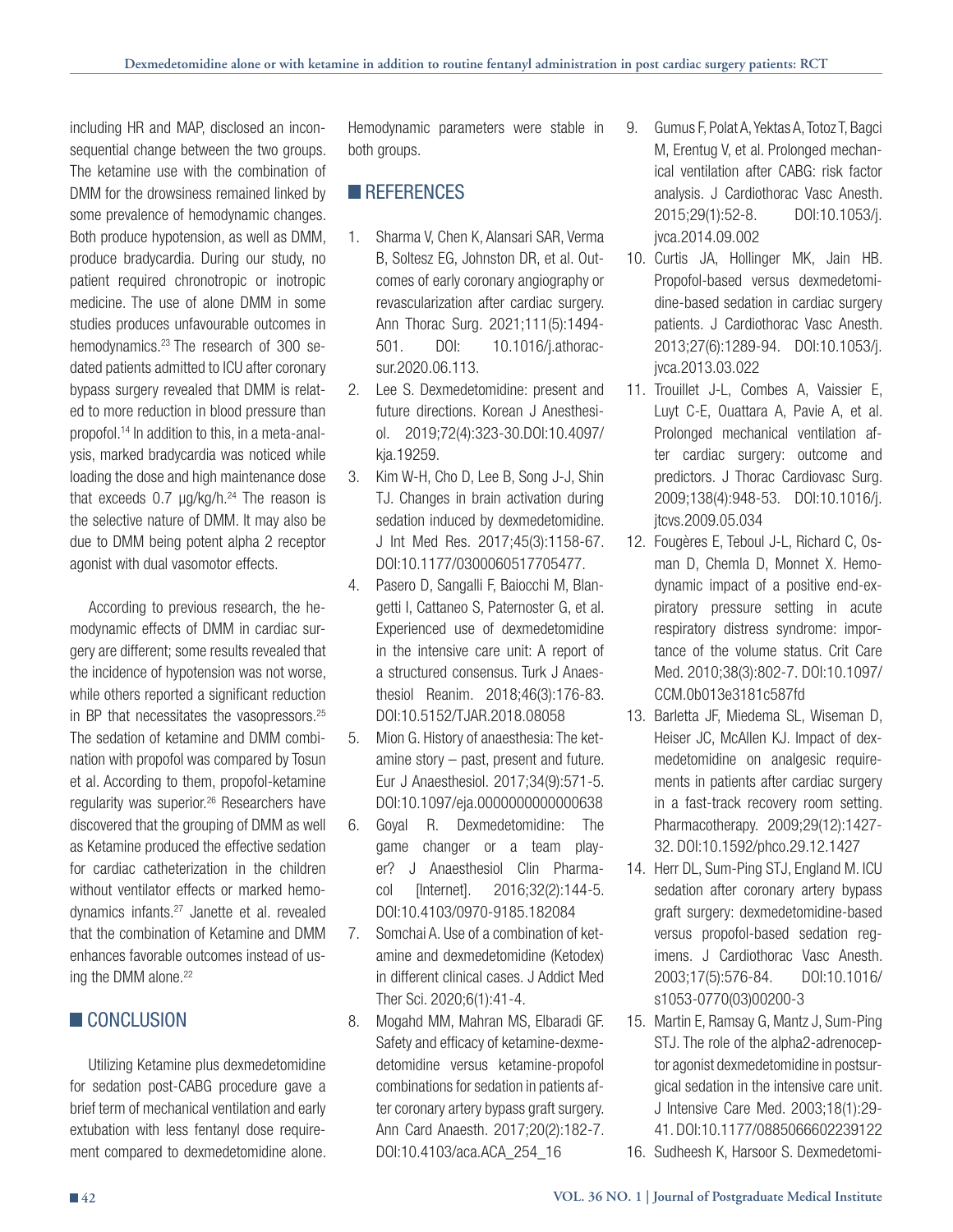including HR and MAP, disclosed an inconsequential change between the two groups. The ketamine use with the combination of DMM for the drowsiness remained linked by some prevalence of hemodynamic changes. Both produce hypotension, as well as DMM, produce bradycardia. During our study, no patient required chronotropic or inotropic medicine. The use of alone DMM in some studies produces unfavourable outcomes in hemodynamics.[23] The research of 300 sedated patients admitted to ICU after coronary bypass surgery revealed that DMM is related to more reduction in blood pressure than propofol.[14] In addition to this, in a meta-analysis, marked bradycardia was noticed while loading the dose and high maintenance dose that exceeds 0.7 µg/kg/h.[24] The reason is the selective nature of DMM. It may also be due to DMM being potent alpha 2 receptor agonist with dual vasomotor effects.

According to previous research, the hemodynamic effects of DMM in cardiac surgery are different; some results revealed that the incidence of hypotension was not worse, while others reported a significant reduction in BP that necessitates the vasopressors.[25] The sedation of ketamine and DMM combination with propofol was compared by Tosun et al. According to them, propofol-ketamine regularity was superior.[26] Researchers have discovered that the grouping of DMM as well as Ketamine produced the effective sedation for cardiac catheterization in the children without ventilator effects or marked hemodynamics infants.[27] Janette et al. revealed that the combination of Ketamine and DMM enhances favorable outcomes instead of using the DMM alone.[22]

## CONCLUSION

Utilizing Ketamine plus dexmedetomidine for sedation post-CABG procedure gave a brief term of mechanical ventilation and early extubation with less fentanyl dose requirement compared to dexmedetomidine alone. Hemodynamic parameters were stable in both groups.

## REFERENCES

1. Sharma V, Chen K, Alansari SAR, Verma B, Soltesz EG, Johnston DR, et al. Outcomes of early coronary angiography or revascularization after cardiac surgery. Ann Thorac Surg. 2021;111(5):1494-501. DOI: 10.1016/j.athoracsur.2020.06.113.
2. Lee S. Dexmedetomidine: present and future directions. Korean J Anesthesiol. 2019;72(4):323-30.DOI:10.4097/kja.19259.
3. Kim W-H, Cho D, Lee B, Song J-J, Shin TJ. Changes in brain activation during sedation induced by dexmedetomidine. J Int Med Res. 2017;45(3):1158-67. DOI:10.1177/0300060517705477.
4. Pasero D, Sangalli F, Baiocchi M, Blangetti I, Cattaneo S, Paternoster G, et al. Experienced use of dexmedetomidine in the intensive care unit: A report of a structured consensus. Turk J Anaesthesiol Reanim. 2018;46(3):176-83. DOI:10.5152/TJAR.2018.08058
5. Mion G. History of anaesthesia: The ketamine story – past, present and future. Eur J Anaesthesiol. 2017;34(9):571-5. DOI:10.1097/eja.0000000000000638
6. Goyal R. Dexmedetomidine: The game changer or a team player? J Anaesthesiol Clin Pharmacol [Internet]. 2016;32(2):144-5. DOI:10.4103/0970-9185.182084
7. Somchai A. Use of a combination of ketamine and dexmedetomidine (Ketodex) in different clinical cases. J Addict Med Ther Sci. 2020;6(1):41-4.
8. Mogahd MM, Mahran MS, Elbaradi GF. Safety and efficacy of ketamine-dexmedetomidine versus ketamine-propofol combinations for sedation in patients after coronary artery bypass graft surgery. Ann Card Anaesth. 2017;20(2):182-7. DOI:10.4103/aca.ACA_254_16
9. Gumus F, Polat A, Yektas A, Totoz T, Bagci M, Erentug V, et al. Prolonged mechanical ventilation after CABG: risk factor analysis. J Cardiothorac Vasc Anesth. 2015;29(1):52-8. DOI:10.1053/j.jvca.2014.09.002
10. Curtis JA, Hollinger MK, Jain HB. Propofol-based versus dexmedetomidine-based sedation in cardiac surgery patients. J Cardiothorac Vasc Anesth. 2013;27(6):1289-94. DOI:10.1053/j.jvca.2013.03.022
11. Trouillet J-L, Combes A, Vaissier E, Luyt C-E, Ouattara A, Pavie A, et al. Prolonged mechanical ventilation after cardiac surgery: outcome and predictors. J Thorac Cardiovasc Surg. 2009;138(4):948-53. DOI:10.1016/j.jtcvs.2009.05.034
12. Fougères E, Teboul J-L, Richard C, Osman D, Chemla D, Monnet X. Hemodynamic impact of a positive end-expiratory pressure setting in acute respiratory distress syndrome: importance of the volume status. Crit Care Med. 2010;38(3):802-7. DOI:10.1097/CCM.0b013e3181c587fd
13. Barletta JF, Miedema SL, Wiseman D, Heiser JC, McAllen KJ. Impact of dexmedetomidine on analgesic requirements in patients after cardiac surgery in a fast-track recovery room setting. Pharmacotherapy. 2009;29(12):1427-32. DOI:10.1592/phco.29.12.1427
14. Herr DL, Sum-Ping STJ, England M. ICU sedation after coronary artery bypass graft surgery: dexmedetomidine-based versus propofol-based sedation regimens. J Cardiothorac Vasc Anesth. 2003;17(5):576-84. DOI:10.1016/s1053-0770(03)00200-3
15. Martin E, Ramsay G, Mantz J, Sum-Ping STJ. The role of the alpha2-adrenoceptor agonist dexmedetomidine in postsurgical sedation in the intensive care unit. J Intensive Care Med. 2003;18(1):29-41. DOI:10.1177/0885066602239122
16. Sudheesh K, Harsoor S. Dexmedetomi-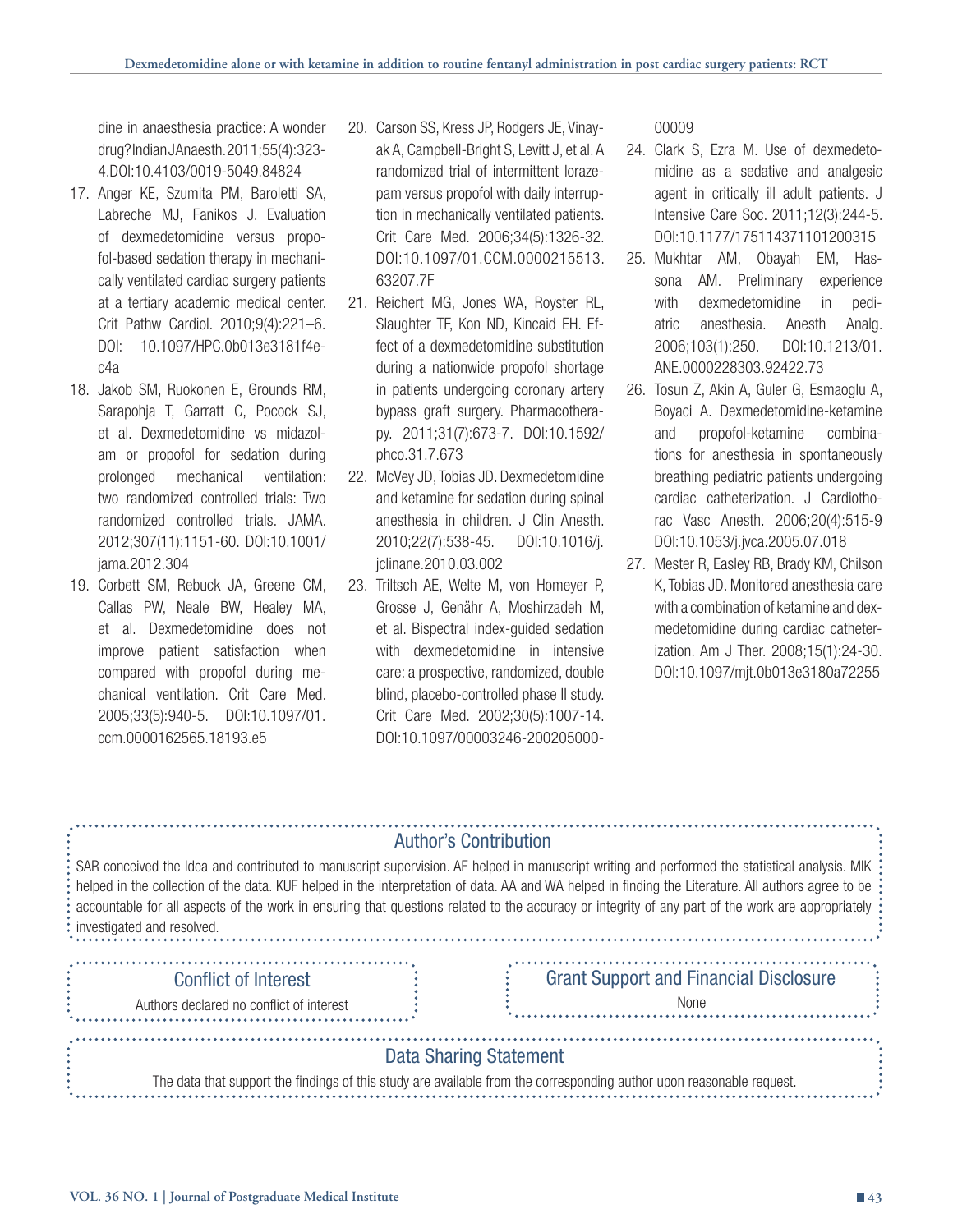dine in anaesthesia practice: A wonder drug? Indian J Anaesth. 2011;55(4):323-4. DOI:10.4103/0019-5049.84824

17. Anger KE, Szumita PM, Baroletti SA, Labreche MJ, Fanikos J. Evaluation of dexmedetomidine versus propofol-based sedation therapy in mechanically ventilated cardiac surgery patients at a tertiary academic medical center. Crit Pathw Cardiol. 2010;9(4):221–6. DOI: 10.1097/HPC.0b013e3181f4ec4a
18. Jakob SM, Ruokonen E, Grounds RM, Sarapohja T, Garratt C, Pocock SJ, et al. Dexmedetomidine vs midazolam or propofol for sedation during prolonged mechanical ventilation: two randomized controlled trials: Two randomized controlled trials. JAMA. 2012;307(11):1151-60. DOI:10.1001/jama.2012.304
19. Corbett SM, Rebuck JA, Greene CM, Callas PW, Neale BW, Healey MA, et al. Dexmedetomidine does not improve patient satisfaction when compared with propofol during mechanical ventilation. Crit Care Med. 2005;33(5):940-5. DOI:10.1097/01.ccm.0000162565.18193.e5
20. Carson SS, Kress JP, Rodgers JE, Vinayak A, Campbell-Bright S, Levitt J, et al. A randomized trial of intermittent lorazepam versus propofol with daily interruption in mechanically ventilated patients. Crit Care Med. 2006;34(5):1326-32. DOI:10.1097/01.CCM.0000215513.63207.7F
21. Reichert MG, Jones WA, Royster RL, Slaughter TF, Kon ND, Kincaid EH. Effect of a dexmedetomidine substitution during a nationwide propofol shortage in patients undergoing coronary artery bypass graft surgery. Pharmacotherapy. 2011;31(7):673-7. DOI:10.1592/phco.31.7.673
22. McVey JD, Tobias JD. Dexmedetomidine and ketamine for sedation during spinal anesthesia in children. J Clin Anesth. 2010;22(7):538-45. DOI:10.1016/j.jclinane.2010.03.002
23. Triltsch AE, Welte M, von Homeyer P, Grosse J, Genähr A, Moshirzadeh M, et al. Bispectral index-guided sedation with dexmedetomidine in intensive care: a prospective, randomized, double blind, placebo-controlled phase II study. Crit Care Med. 2002;30(5):1007-14. DOI:10.1097/00003246-200205000-00009
24. Clark S, Ezra M. Use of dexmedetomidine as a sedative and analgesic agent in critically ill adult patients. J Intensive Care Soc. 2011;12(3):244-5. DOI:10.1177/175114371101200315
25. Mukhtar AM, Obayah EM, Hassona AM. Preliminary experience with dexmedetomidine in pediatric anesthesia. Anesth Analg. 2006;103(1):250. DOI:10.1213/01.ANE.0000228303.92422.73
26. Tosun Z, Akin A, Guler G, Esmaoglu A, Boyaci A. Dexmedetomidine-ketamine and propofol-ketamine combinations for anesthesia in spontaneously breathing pediatric patients undergoing cardiac catheterization. J Cardiothorac Vasc Anesth. 2006;20(4):515-9 DOI:10.1053/j.jvca.2005.07.018
27. Mester R, Easley RB, Brady KM, Chilson K, Tobias JD. Monitored anesthesia care with a combination of ketamine and dexmedetomidine during cardiac catheterization. Am J Ther. 2008;15(1):24-30. DOI:10.1097/mjt.0b013e3180a72255

## Author's Contribution

SAR conceived the Idea and contributed to manuscript supervision. AF helped in manuscript writing and performed the statistical analysis. MIK helped in the collection of the data. KUF helped in the interpretation of data. AA and WA helped in finding the Literature. All authors agree to be accountable for all aspects of the work in ensuring that questions related to the accuracy or integrity of any part of the work are appropriately investigated and resolved.

## Conflict of Interest

Authors declared no conflict of interest

## Grant Support and Financial Disclosure

None

## Data Sharing Statement

The data that support the findings of this study are available from the corresponding author upon reasonable request.